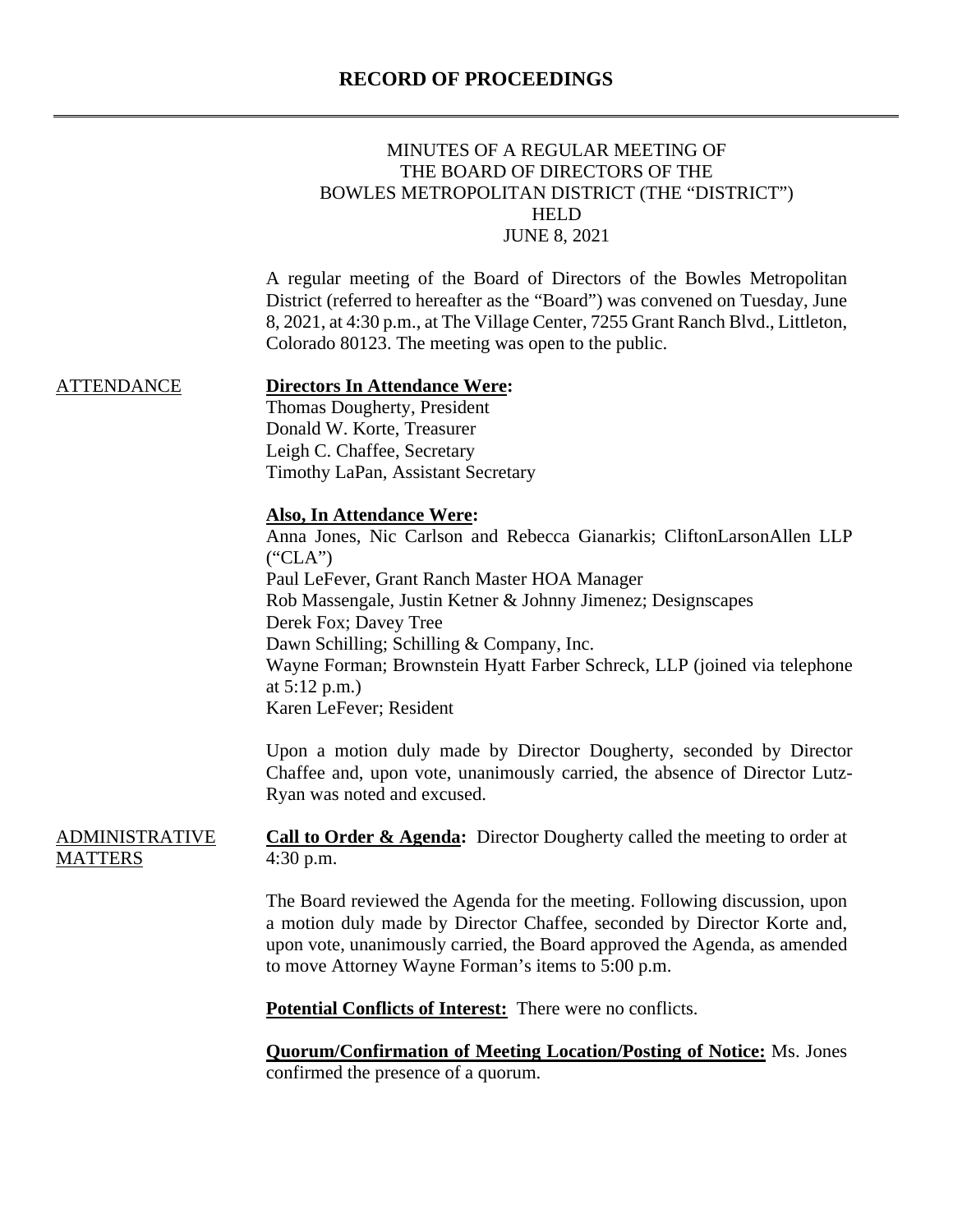# RECORD OF PROCEEDINGS

MINUTES OF A REGULAR MEETING OF
THE BOARD OF DIRECTORS OF THE
BOWLES METROPOLITAN DISTRICT (THE "DISTRICT")
HELD
JUNE 8, 2021

A regular meeting of the Board of Directors of the Bowles Metropolitan District (referred to hereafter as the "Board") was convened on Tuesday, June 8, 2021, at 4:30 p.m., at The Village Center, 7255 Grant Ranch Blvd., Littleton, Colorado 80123. The meeting was open to the public.

## ATTENDANCE

**Directors In Attendance Were:**
Thomas Dougherty, President
Donald W. Korte, Treasurer
Leigh C. Chaffee, Secretary
Timothy LaPan, Assistant Secretary

**Also, In Attendance Were:**
Anna Jones, Nic Carlson and Rebecca Gianarkis; CliftonLarsonAllen LLP ("CLA")
Paul LeFever, Grant Ranch Master HOA Manager
Rob Massengale, Justin Ketner & Johnny Jimenez; Designscapes
Derek Fox; Davey Tree
Dawn Schilling; Schilling & Company, Inc.
Wayne Forman; Brownstein Hyatt Farber Schreck, LLP (joined via telephone at 5:12 p.m.)
Karen LeFever; Resident

Upon a motion duly made by Director Dougherty, seconded by Director Chaffee and, upon vote, unanimously carried, the absence of Director Lutz-Ryan was noted and excused.

## ADMINISTRATIVE MATTERS

**Call to Order & Agenda:** Director Dougherty called the meeting to order at 4:30 p.m.

The Board reviewed the Agenda for the meeting. Following discussion, upon a motion duly made by Director Chaffee, seconded by Director Korte and, upon vote, unanimously carried, the Board approved the Agenda, as amended to move Attorney Wayne Forman's items to 5:00 p.m.

**Potential Conflicts of Interest:** There were no conflicts.

**Quorum/Confirmation of Meeting Location/Posting of Notice:** Ms. Jones confirmed the presence of a quorum.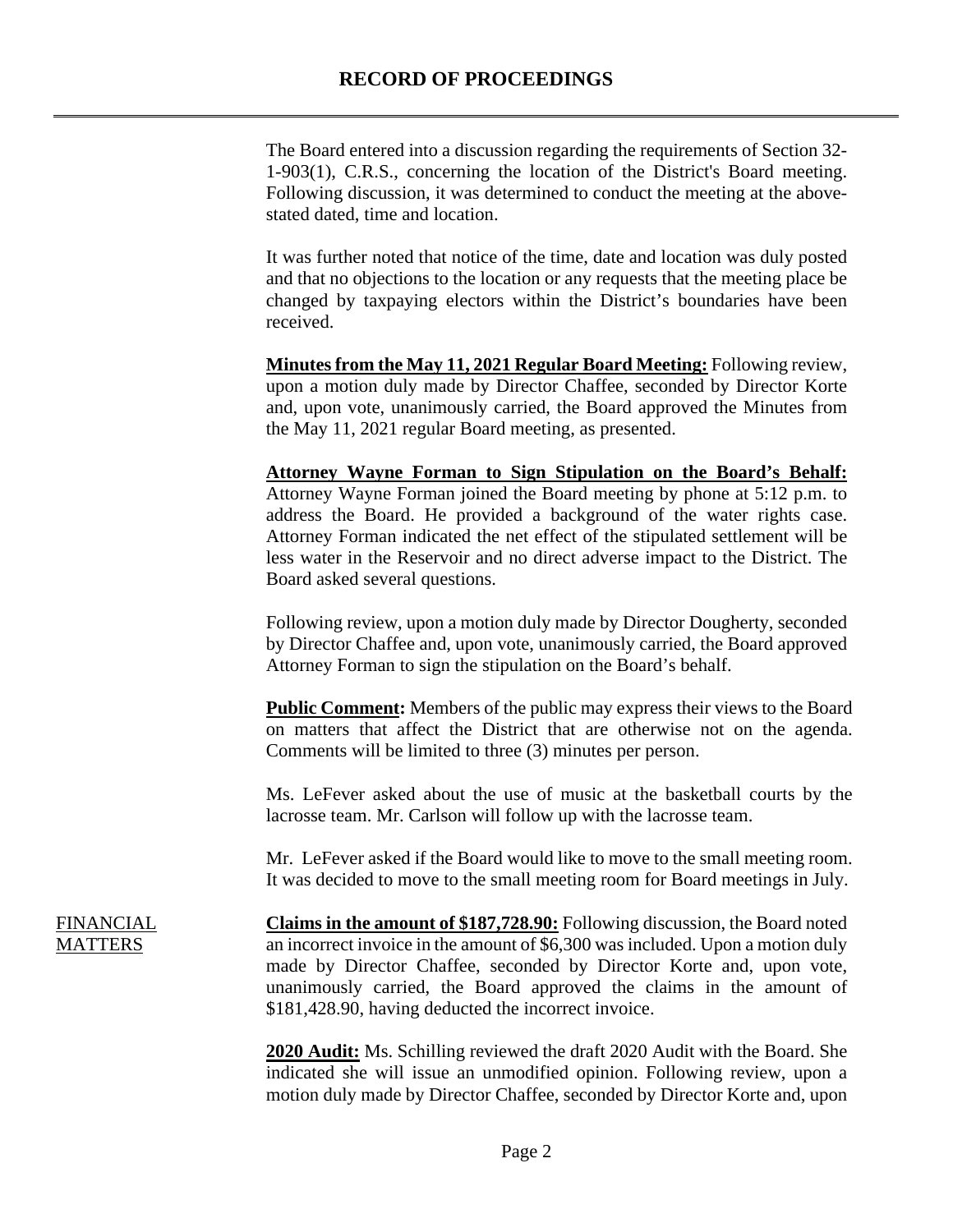# RECORD OF PROCEEDINGS

The Board entered into a discussion regarding the requirements of Section 32-1-903(1), C.R.S., concerning the location of the District's Board meeting. Following discussion, it was determined to conduct the meeting at the above-stated dated, time and location.

It was further noted that notice of the time, date and location was duly posted and that no objections to the location or any requests that the meeting place be changed by taxpaying electors within the District's boundaries have been received.

**Minutes from the May 11, 2021 Regular Board Meeting:** Following review, upon a motion duly made by Director Chaffee, seconded by Director Korte and, upon vote, unanimously carried, the Board approved the Minutes from the May 11, 2021 regular Board meeting, as presented.

**Attorney Wayne Forman to Sign Stipulation on the Board's Behalf:** Attorney Wayne Forman joined the Board meeting by phone at 5:12 p.m. to address the Board. He provided a background of the water rights case. Attorney Forman indicated the net effect of the stipulated settlement will be less water in the Reservoir and no direct adverse impact to the District. The Board asked several questions.

Following review, upon a motion duly made by Director Dougherty, seconded by Director Chaffee and, upon vote, unanimously carried, the Board approved Attorney Forman to sign the stipulation on the Board's behalf.

**Public Comment:** Members of the public may express their views to the Board on matters that affect the District that are otherwise not on the agenda. Comments will be limited to three (3) minutes per person.

Ms. LeFever asked about the use of music at the basketball courts by the lacrosse team. Mr. Carlson will follow up with the lacrosse team.

Mr. LeFever asked if the Board would like to move to the small meeting room. It was decided to move to the small meeting room for Board meetings in July.

FINANCIAL MATTERS

**Claims in the amount of $187,728.90:** Following discussion, the Board noted an incorrect invoice in the amount of $6,300 was included. Upon a motion duly made by Director Chaffee, seconded by Director Korte and, upon vote, unanimously carried, the Board approved the claims in the amount of $181,428.90, having deducted the incorrect invoice.

**2020 Audit:** Ms. Schilling reviewed the draft 2020 Audit with the Board. She indicated she will issue an unmodified opinion. Following review, upon a motion duly made by Director Chaffee, seconded by Director Korte and, upon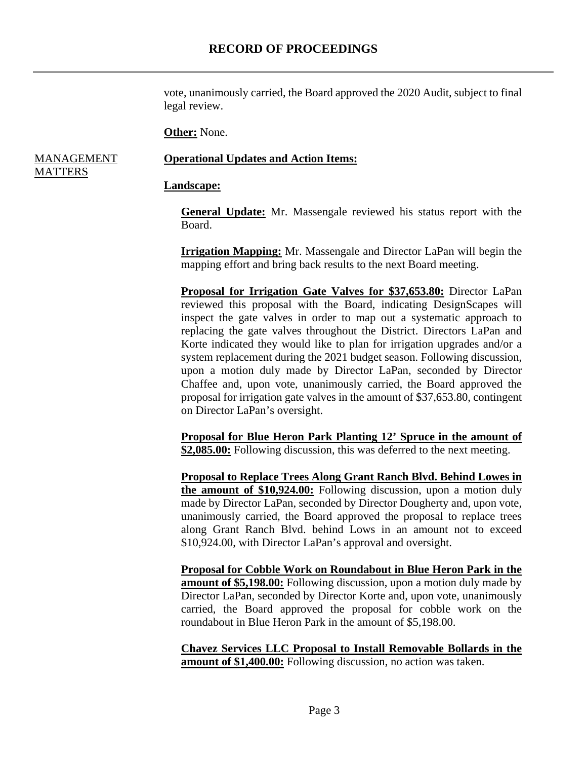vote, unanimously carried, the Board approved the 2020 Audit, subject to final legal review.

**Other:** None.

MANAGEMENT MATTERS

**Operational Updates and Action Items:**

**Landscape:**

**General Update:** Mr. Massengale reviewed his status report with the Board.

**Irrigation Mapping:** Mr. Massengale and Director LaPan will begin the mapping effort and bring back results to the next Board meeting.

**Proposal for Irrigation Gate Valves for $37,653.80:** Director LaPan reviewed this proposal with the Board, indicating DesignScapes will inspect the gate valves in order to map out a systematic approach to replacing the gate valves throughout the District. Directors LaPan and Korte indicated they would like to plan for irrigation upgrades and/or a system replacement during the 2021 budget season. Following discussion, upon a motion duly made by Director LaPan, seconded by Director Chaffee and, upon vote, unanimously carried, the Board approved the proposal for irrigation gate valves in the amount of $37,653.80, contingent on Director LaPan's oversight.

**Proposal for Blue Heron Park Planting 12' Spruce in the amount of $2,085.00:** Following discussion, this was deferred to the next meeting.

**Proposal to Replace Trees Along Grant Ranch Blvd. Behind Lowes in the amount of $10,924.00:** Following discussion, upon a motion duly made by Director LaPan, seconded by Director Dougherty and, upon vote, unanimously carried, the Board approved the proposal to replace trees along Grant Ranch Blvd. behind Lows in an amount not to exceed $10,924.00, with Director LaPan's approval and oversight.

**Proposal for Cobble Work on Roundabout in Blue Heron Park in the amount of $5,198.00:** Following discussion, upon a motion duly made by Director LaPan, seconded by Director Korte and, upon vote, unanimously carried, the Board approved the proposal for cobble work on the roundabout in Blue Heron Park in the amount of $5,198.00.

**Chavez Services LLC Proposal to Install Removable Bollards in the amount of $1,400.00:** Following discussion, no action was taken.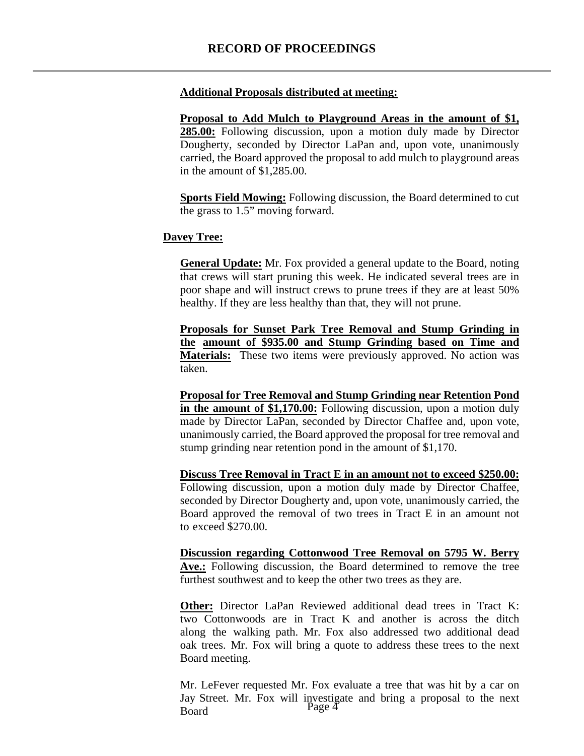# RECORD OF PROCEEDINGS

**Additional Proposals distributed at meeting:**

**Proposal to Add Mulch to Playground Areas in the amount of $1, 285.00:** Following discussion, upon a motion duly made by Director Dougherty, seconded by Director LaPan and, upon vote, unanimously carried, the Board approved the proposal to add mulch to playground areas in the amount of $1,285.00.

**Sports Field Mowing:** Following discussion, the Board determined to cut the grass to 1.5" moving forward.

**Davey Tree:**

**General Update:** Mr. Fox provided a general update to the Board, noting that crews will start pruning this week. He indicated several trees are in poor shape and will instruct crews to prune trees if they are at least 50% healthy. If they are less healthy than that, they will not prune.

**Proposals for Sunset Park Tree Removal and Stump Grinding in the amount of $935.00 and Stump Grinding based on Time and Materials:** These two items were previously approved. No action was taken.

**Proposal for Tree Removal and Stump Grinding near Retention Pond in the amount of $1,170.00:** Following discussion, upon a motion duly made by Director LaPan, seconded by Director Chaffee and, upon vote, unanimously carried, the Board approved the proposal for tree removal and stump grinding near retention pond in the amount of $1,170.

**Discuss Tree Removal in Tract E in an amount not to exceed $250.00:** Following discussion, upon a motion duly made by Director Chaffee, seconded by Director Dougherty and, upon vote, unanimously carried, the Board approved the removal of two trees in Tract E in an amount not to exceed $270.00.

**Discussion regarding Cottonwood Tree Removal on 5795 W. Berry Ave.:** Following discussion, the Board determined to remove the tree furthest southwest and to keep the other two trees as they are.

**Other:** Director LaPan Reviewed additional dead trees in Tract K: two Cottonwoods are in Tract K and another is across the ditch along the walking path. Mr. Fox also addressed two additional dead oak trees. Mr. Fox will bring a quote to address these trees to the next Board meeting.

Mr. LeFever requested Mr. Fox evaluate a tree that was hit by a car on Jay Street. Mr. Fox will investigate and bring a proposal to the next Board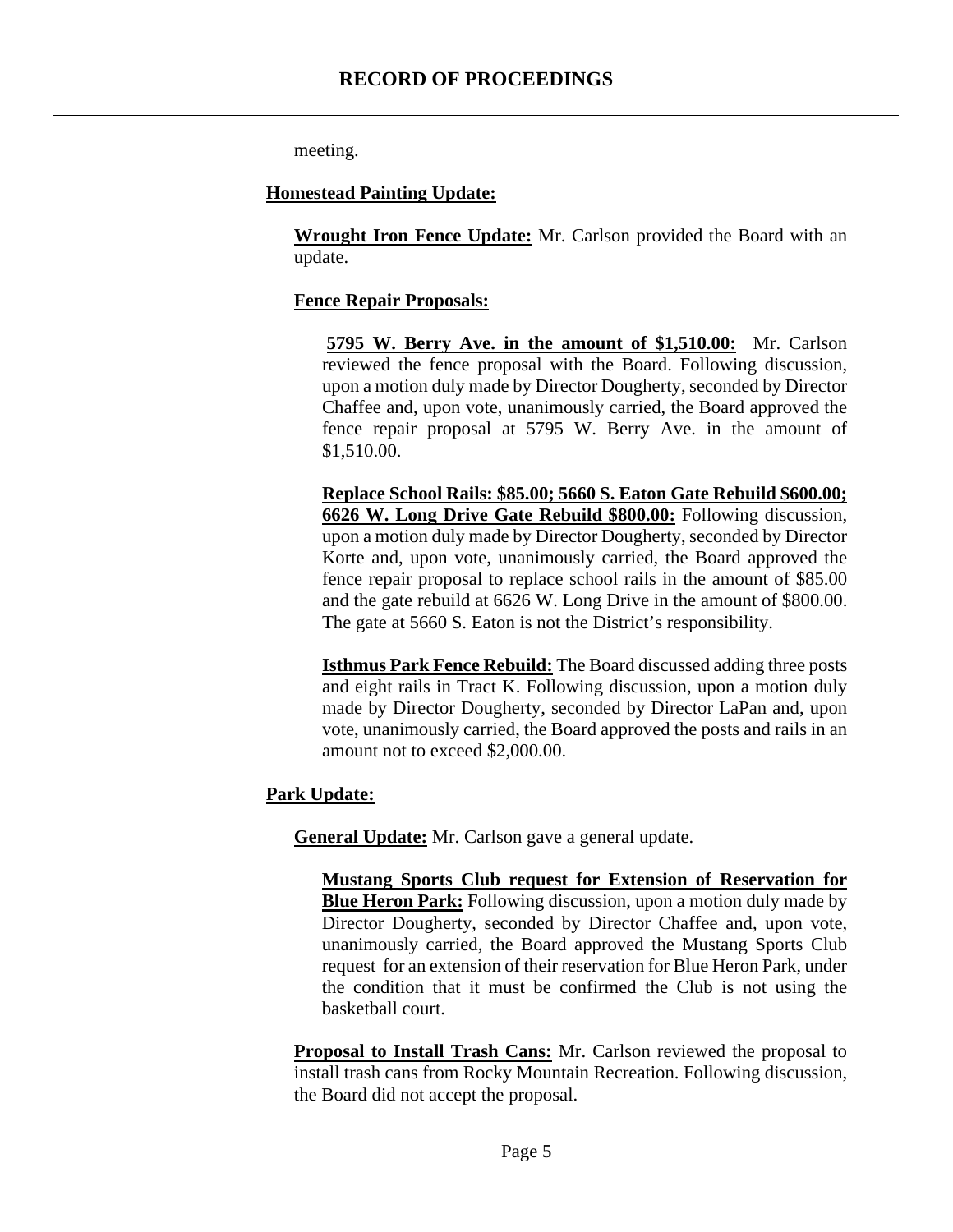meeting.

**Homestead Painting Update:**

**Wrought Iron Fence Update:** Mr. Carlson provided the Board with an update.

**Fence Repair Proposals:**

**5795 W. Berry Ave. in the amount of $1,510.00:** Mr. Carlson reviewed the fence proposal with the Board. Following discussion, upon a motion duly made by Director Dougherty, seconded by Director Chaffee and, upon vote, unanimously carried, the Board approved the fence repair proposal at 5795 W. Berry Ave. in the amount of $1,510.00.

**Replace School Rails: $85.00; 5660 S. Eaton Gate Rebuild $600.00; 6626 W. Long Drive Gate Rebuild $800.00:** Following discussion, upon a motion duly made by Director Dougherty, seconded by Director Korte and, upon vote, unanimously carried, the Board approved the fence repair proposal to replace school rails in the amount of $85.00 and the gate rebuild at 6626 W. Long Drive in the amount of $800.00. The gate at 5660 S. Eaton is not the District's responsibility.

**Isthmus Park Fence Rebuild:** The Board discussed adding three posts and eight rails in Tract K. Following discussion, upon a motion duly made by Director Dougherty, seconded by Director LaPan and, upon vote, unanimously carried, the Board approved the posts and rails in an amount not to exceed $2,000.00.

**Park Update:**

**General Update:** Mr. Carlson gave a general update.

**Mustang Sports Club request for Extension of Reservation for Blue Heron Park:** Following discussion, upon a motion duly made by Director Dougherty, seconded by Director Chaffee and, upon vote, unanimously carried, the Board approved the Mustang Sports Club request for an extension of their reservation for Blue Heron Park, under the condition that it must be confirmed the Club is not using the basketball court.

**Proposal to Install Trash Cans:** Mr. Carlson reviewed the proposal to install trash cans from Rocky Mountain Recreation. Following discussion, the Board did not accept the proposal.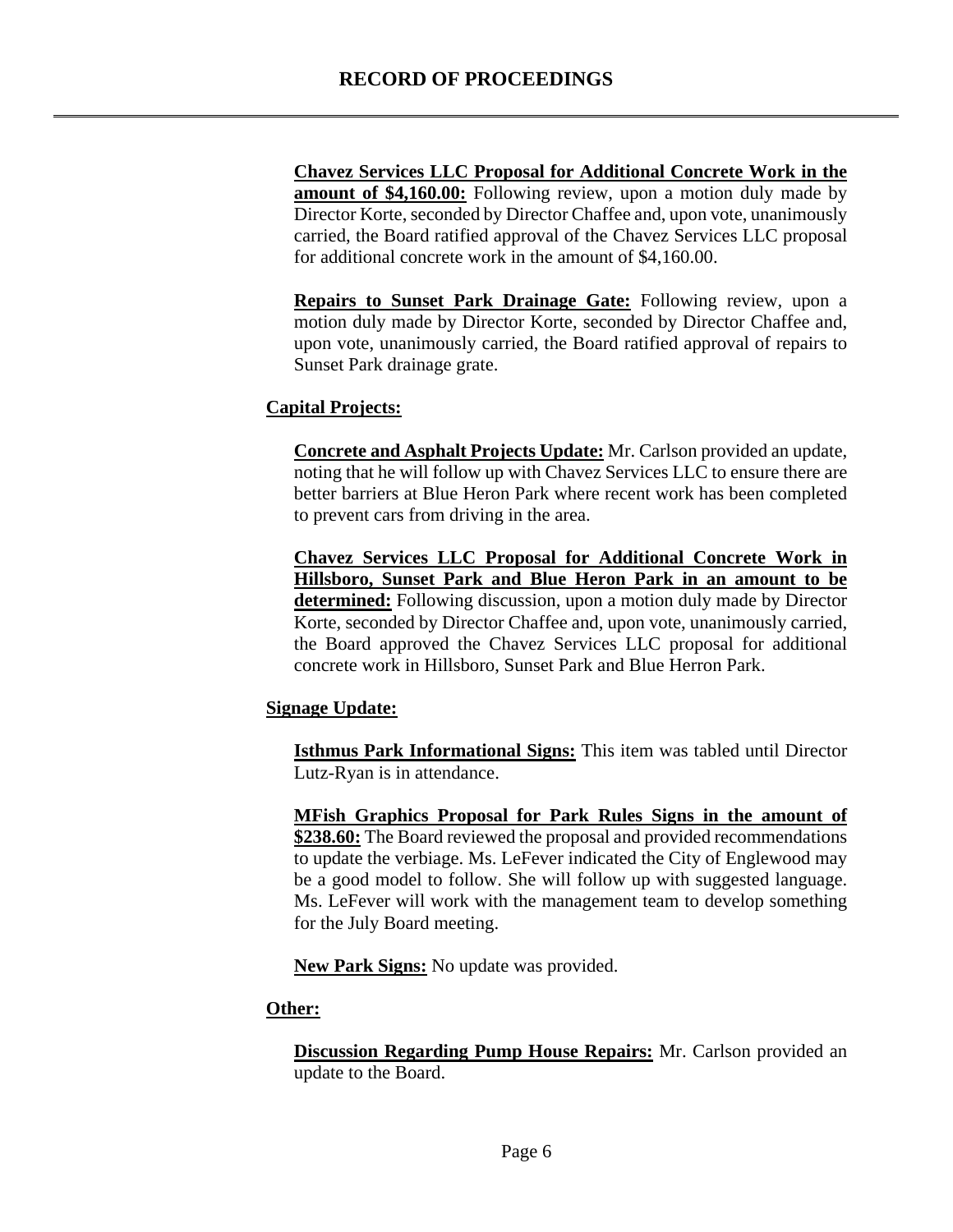**Chavez Services LLC Proposal for Additional Concrete Work in the amount of $4,160.00:** Following review, upon a motion duly made by Director Korte, seconded by Director Chaffee and, upon vote, unanimously carried, the Board ratified approval of the Chavez Services LLC proposal for additional concrete work in the amount of $4,160.00.

**Repairs to Sunset Park Drainage Gate:** Following review, upon a motion duly made by Director Korte, seconded by Director Chaffee and, upon vote, unanimously carried, the Board ratified approval of repairs to Sunset Park drainage grate.

**Capital Projects:**

**Concrete and Asphalt Projects Update:** Mr. Carlson provided an update, noting that he will follow up with Chavez Services LLC to ensure there are better barriers at Blue Heron Park where recent work has been completed to prevent cars from driving in the area.

**Chavez Services LLC Proposal for Additional Concrete Work in Hillsboro, Sunset Park and Blue Heron Park in an amount to be determined:** Following discussion, upon a motion duly made by Director Korte, seconded by Director Chaffee and, upon vote, unanimously carried, the Board approved the Chavez Services LLC proposal for additional concrete work in Hillsboro, Sunset Park and Blue Herron Park.

**Signage Update:**

**Isthmus Park Informational Signs:** This item was tabled until Director Lutz-Ryan is in attendance.

**MFish Graphics Proposal for Park Rules Signs in the amount of $238.60:** The Board reviewed the proposal and provided recommendations to update the verbiage. Ms. LeFever indicated the City of Englewood may be a good model to follow. She will follow up with suggested language. Ms. LeFever will work with the management team to develop something for the July Board meeting.

**New Park Signs:** No update was provided.

**Other:**

**Discussion Regarding Pump House Repairs:** Mr. Carlson provided an update to the Board.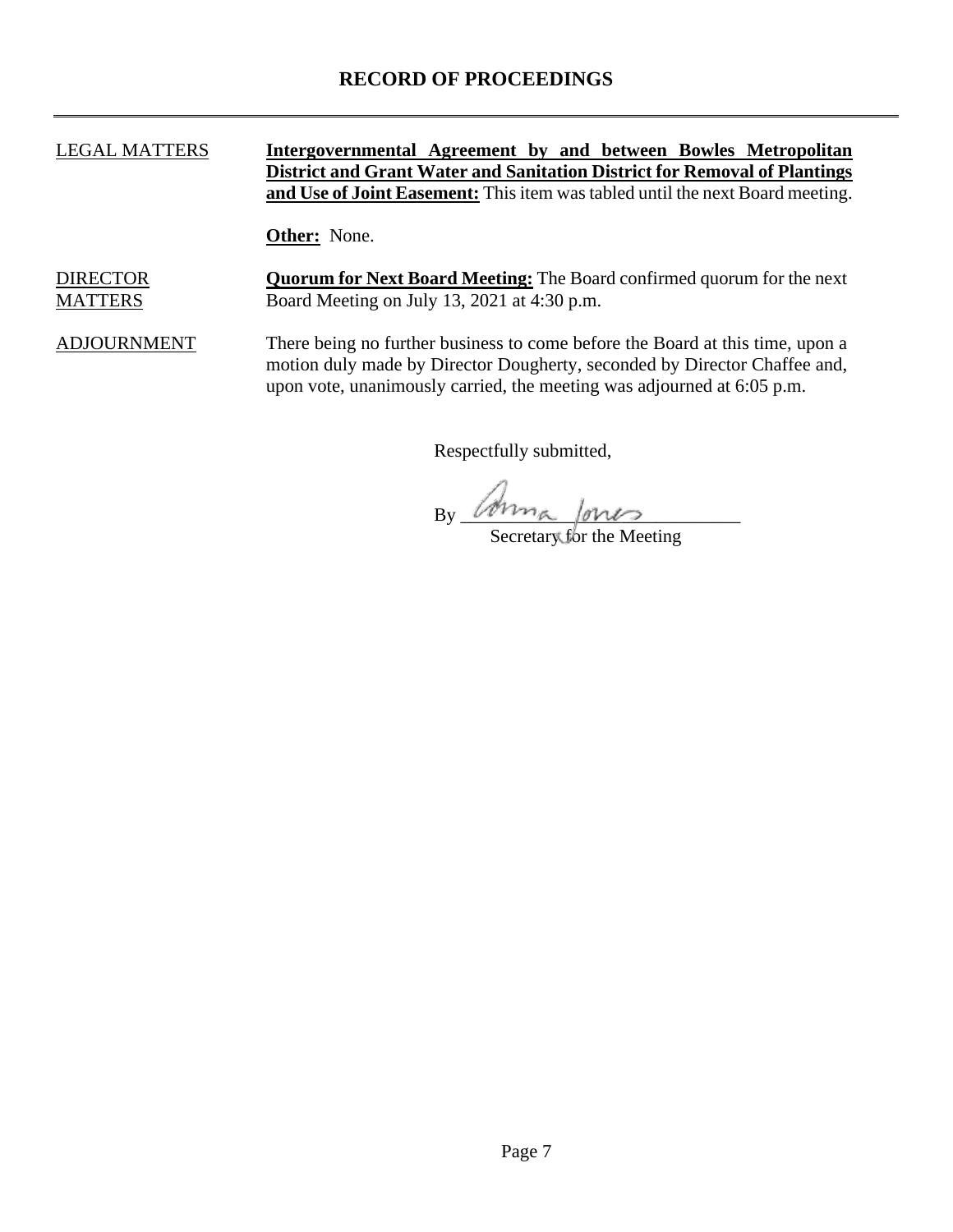# RECORD OF PROCEEDINGS

LEGAL MATTERS

**Intergovernmental Agreement by and between Bowles Metropolitan District and Grant Water and Sanitation District for Removal of Plantings and Use of Joint Easement:** This item was tabled until the next Board meeting.

**Other:** None.

DIRECTOR MATTERS

**Quorum for Next Board Meeting:** The Board confirmed quorum for the next Board Meeting on July 13, 2021 at 4:30 p.m.

ADJOURNMENT

There being no further business to come before the Board at this time, upon a motion duly made by Director Dougherty, seconded by Director Chaffee and, upon vote, unanimously carried, the meeting was adjourned at 6:05 p.m.

Respectfully submitted,

By Anna Jones
Secretary for the Meeting